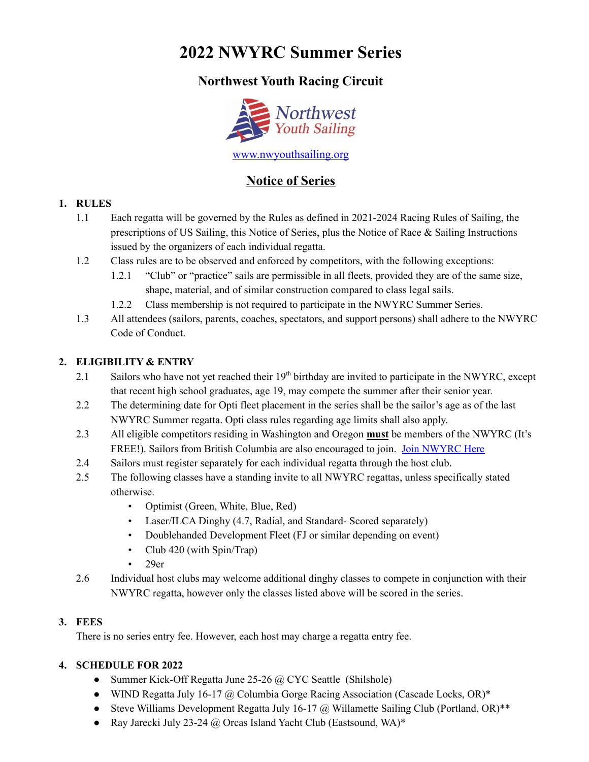# 2022 NWYRC Summer Series

## Northwest Youth Racing Circuit

Northwest Youth Sailing

www.nwyouthsailing.org

## Notice of Series

### 1. RULES

1.1 Each regatta will be governed by the Rules as defined in 2021-2024 Racing Rules of Sailing, the prescriptions of US Sailing, this Notice of Series, plus the Notice of Race & Sailing Instructions issued by the organizers of each individual regatta.

1.2 Class rules are to be observed and enforced by competitors, with the following exceptions:

1.2.1 "Club" or "practice" sails are permissible in all fleets, provided they are of the same size, shape, material, and of similar construction compared to class legal sails.

1.2.2 Class membership is not required to participate in the NWYRC Summer Series.

1.3 All attendees (sailors, parents, coaches, spectators, and support persons) shall adhere to the NWYRC Code of Conduct.

### 2. ELIGIBILITY & ENTRY

2.1 Sailors who have not yet reached their 19th birthday are invited to participate in the NWYRC, except that recent high school graduates, age 19, may compete the summer after their senior year.

2.2 The determining date for Opti fleet placement in the series shall be the sailor's age as of the last NWYRC Summer regatta. Opti class rules regarding age limits shall also apply.

2.3 All eligible competitors residing in Washington and Oregon **must** be members of the NWYRC (It's FREE!). Sailors from British Columbia are also encouraged to join. Join NWYRC Here

2.4 Sailors must register separately for each individual regatta through the host club.

2.5 The following classes have a standing invite to all NWYRC regattas, unless specifically stated otherwise.

- Optimist (Green, White, Blue, Red)
- Laser/ILCA Dinghy (4.7, Radial, and Standard- Scored separately)
- Doublehanded Development Fleet (FJ or similar depending on event)
- Club 420 (with Spin/Trap)
- 29er

2.6 Individual host clubs may welcome additional dinghy classes to compete in conjunction with their NWYRC regatta, however only the classes listed above will be scored in the series.

### 3. FEES

There is no series entry fee. However, each host may charge a regatta entry fee.

### 4. SCHEDULE FOR 2022

- Summer Kick-Off Regatta June 25-26 @ CYC Seattle (Shilshole)
- WIND Regatta July 16-17 @ Columbia Gorge Racing Association (Cascade Locks, OR)*
- Steve Williams Development Regatta July 16-17 @ Willamette Sailing Club (Portland, OR)**
- Ray Jarecki July 23-24 @ Orcas Island Yacht Club (Eastsound, WA)*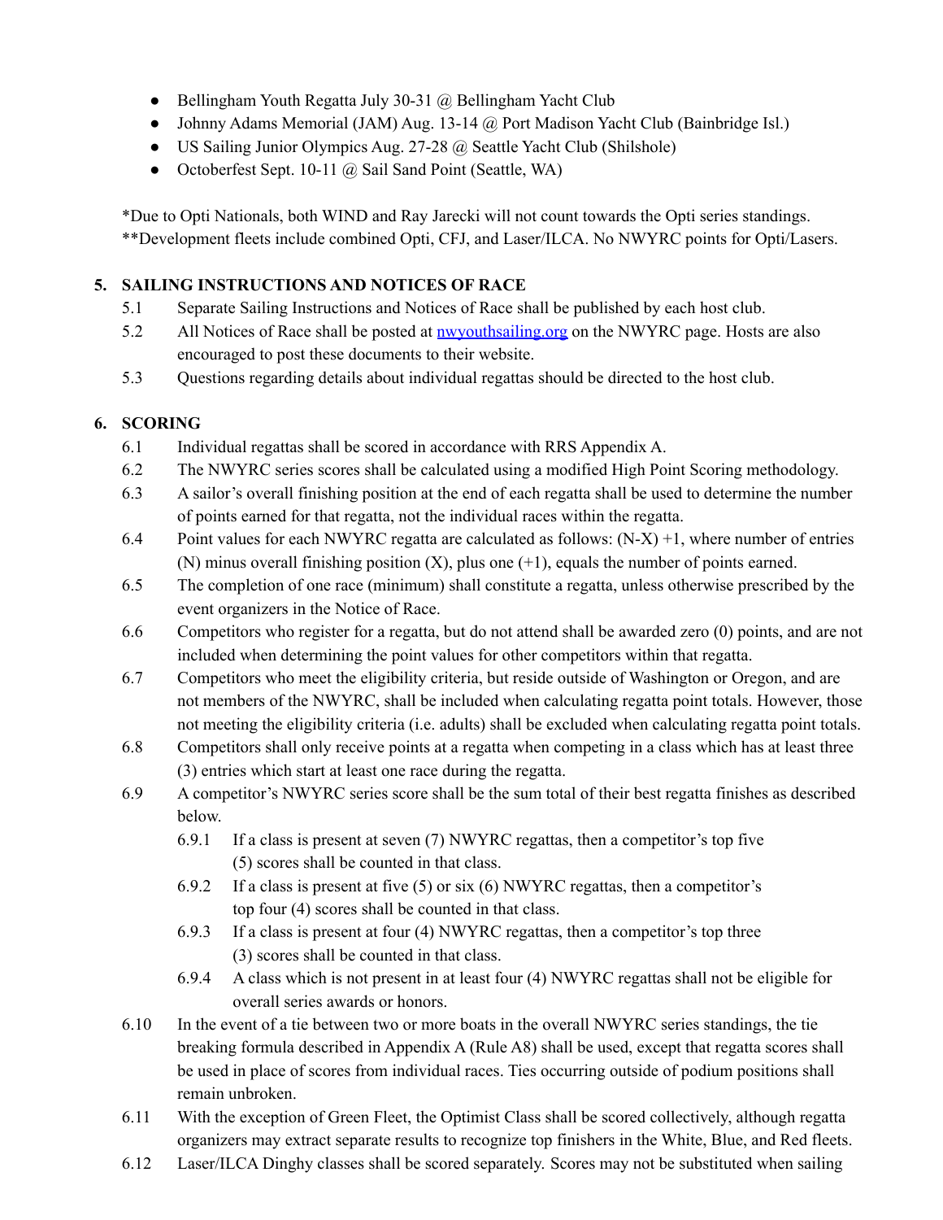- Bellingham Youth Regatta July 30-31 @ Bellingham Yacht Club
- Johnny Adams Memorial (JAM) Aug. 13-14 @ Port Madison Yacht Club (Bainbridge Isl.)
- US Sailing Junior Olympics Aug. 27-28 @ Seattle Yacht Club (Shilshole)
- Octoberfest Sept. 10-11 @ Sail Sand Point (Seattle, WA)

*Due to Opti Nationals, both WIND and Ray Jarecki will not count towards the Opti series standings.
**Development fleets include combined Opti, CFJ, and Laser/ILCA. No NWYRC points for Opti/Lasers.

## 5. SAILING INSTRUCTIONS AND NOTICES OF RACE

5.1 Separate Sailing Instructions and Notices of Race shall be published by each host club.

5.2 All Notices of Race shall be posted at [nwyouthsailing.org](nwyouthsailing.org) on the NWYRC page. Hosts are also encouraged to post these documents to their website.

5.3 Questions regarding details about individual regattas should be directed to the host club.

## 6. SCORING

6.1 Individual regattas shall be scored in accordance with RRS Appendix A.

6.2 The NWYRC series scores shall be calculated using a modified High Point Scoring methodology.

6.3 A sailor's overall finishing position at the end of each regatta shall be used to determine the number of points earned for that regatta, not the individual races within the regatta.

6.4 Point values for each NWYRC regatta are calculated as follows: $(N-X)+1$, where number of entries (N) minus overall finishing position (X), plus one (+1), equals the number of points earned.

6.5 The completion of one race (minimum) shall constitute a regatta, unless otherwise prescribed by the event organizers in the Notice of Race.

6.6 Competitors who register for a regatta, but do not attend shall be awarded zero (0) points, and are not included when determining the point values for other competitors within that regatta.

6.7 Competitors who meet the eligibility criteria, but reside outside of Washington or Oregon, and are not members of the NWYRC, shall be included when calculating regatta point totals. However, those not meeting the eligibility criteria (i.e. adults) shall be excluded when calculating regatta point totals.

6.8 Competitors shall only receive points at a regatta when competing in a class which has at least three (3) entries which start at least one race during the regatta.

6.9 A competitor's NWYRC series score shall be the sum total of their best regatta finishes as described below.

- 6.9.1 If a class is present at seven (7) NWYRC regattas, then a competitor's top five (5) scores shall be counted in that class.
- 6.9.2 If a class is present at five (5) or six (6) NWYRC regattas, then a competitor's top four (4) scores shall be counted in that class.
- 6.9.3 If a class is present at four (4) NWYRC regattas, then a competitor's top three (3) scores shall be counted in that class.
- 6.9.4 A class which is not present in at least four (4) NWYRC regattas shall not be eligible for overall series awards or honors.

6.10 In the event of a tie between two or more boats in the overall NWYRC series standings, the tie breaking formula described in Appendix A (Rule A8) shall be used, except that regatta scores shall be used in place of scores from individual races. Ties occurring outside of podium positions shall remain unbroken.

6.11 With the exception of Green Fleet, the Optimist Class shall be scored collectively, although regatta organizers may extract separate results to recognize top finishers in the White, Blue, and Red fleets.

6.12 Laser/ILCA Dinghy classes shall be scored separately. Scores may not be substituted when sailing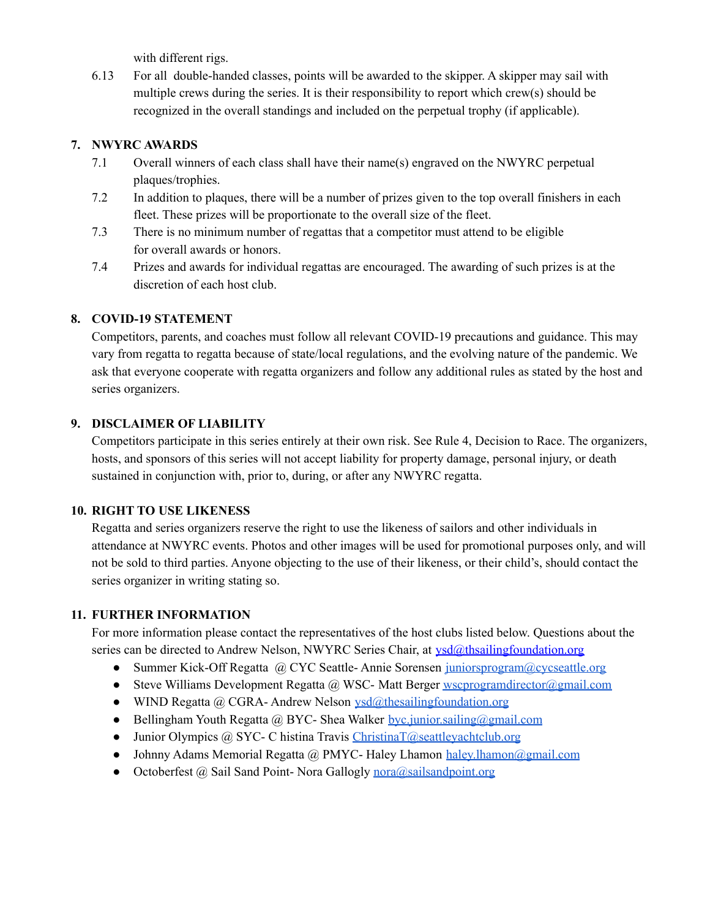with different rigs.

6.13 For all double-handed classes, points will be awarded to the skipper. A skipper may sail with multiple crews during the series. It is their responsibility to report which crew(s) should be recognized in the overall standings and included on the perpetual trophy (if applicable).

## 7. NWYRC AWARDS

7.1 Overall winners of each class shall have their name(s) engraved on the NWYRC perpetual plaques/trophies.

7.2 In addition to plaques, there will be a number of prizes given to the top overall finishers in each fleet. These prizes will be proportionate to the overall size of the fleet.

7.3 There is no minimum number of regattas that a competitor must attend to be eligible for overall awards or honors.

7.4 Prizes and awards for individual regattas are encouraged. The awarding of such prizes is at the discretion of each host club.

## 8. COVID-19 STATEMENT

Competitors, parents, and coaches must follow all relevant COVID-19 precautions and guidance. This may vary from regatta to regatta because of state/local regulations, and the evolving nature of the pandemic. We ask that everyone cooperate with regatta organizers and follow any additional rules as stated by the host and series organizers.

## 9. DISCLAIMER OF LIABILITY

Competitors participate in this series entirely at their own risk. See Rule 4, Decision to Race. The organizers, hosts, and sponsors of this series will not accept liability for property damage, personal injury, or death sustained in conjunction with, prior to, during, or after any NWYRC regatta.

## 10. RIGHT TO USE LIKENESS

Regatta and series organizers reserve the right to use the likeness of sailors and other individuals in attendance at NWYRC events. Photos and other images will be used for promotional purposes only, and will not be sold to third parties. Anyone objecting to the use of their likeness, or their child's, should contact the series organizer in writing stating so.

## 11. FURTHER INFORMATION

For more information please contact the representatives of the host clubs listed below. Questions about the series can be directed to Andrew Nelson, NWYRC Series Chair, at ysd@thsailingfoundation.org

- Summer Kick-Off Regatta @ CYC Seattle- Annie Sorensen juniorsprogram@cycseattle.org
- Steve Williams Development Regatta @ WSC- Matt Berger wscprogramdirector@gmail.com
- WIND Regatta @ CGRA- Andrew Nelson ysd@thesailingfoundation.org
- Bellingham Youth Regatta @ BYC- Shea Walker byc.junior.sailing@gmail.com
- Junior Olympics @ SYC- C histina Travis ChristinaT@seattleyachtclub.org
- Johnny Adams Memorial Regatta @ PMYC- Haley Lhamon haley.lhamon@gmail.com
- Octoberfest @ Sail Sand Point- Nora Gallogly nora@sailsandpoint.org